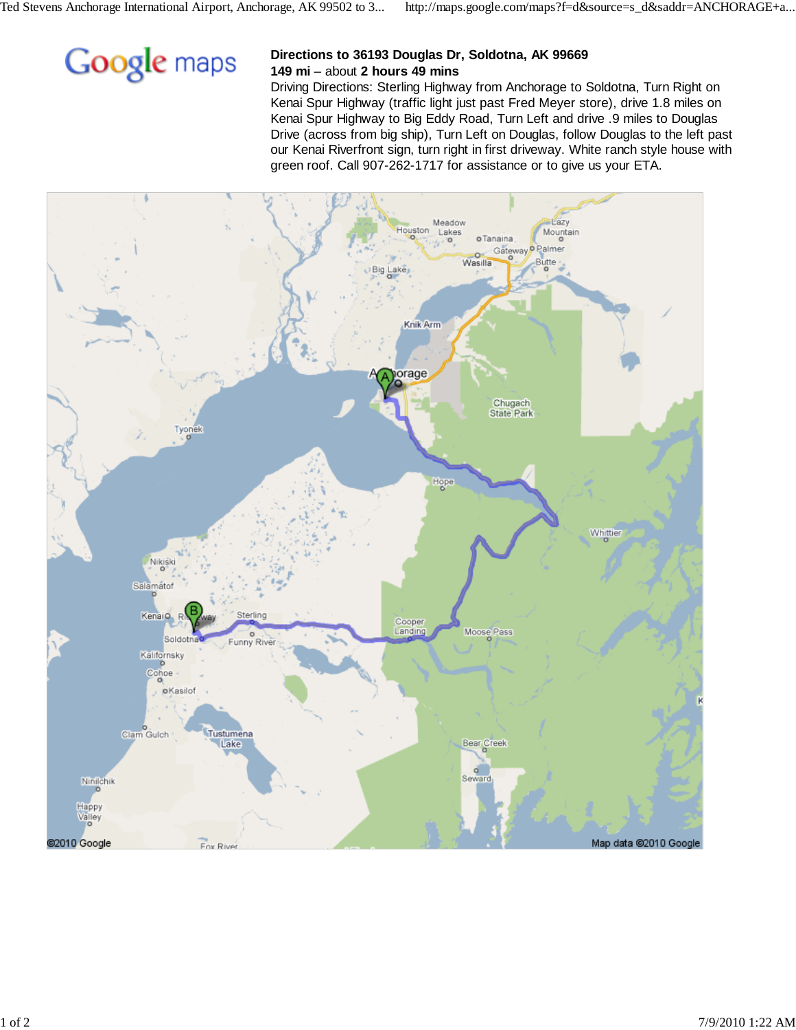**Directions to 36193 Douglas Dr, Soldotna, AK 99669**
**149 mi** – about **2 hours 49 mins**

Driving Directions: Sterling Highway from Anchorage to Soldotna, Turn Right on Kenai Spur Highway (traffic light just past Fred Meyer store), drive 1.8 miles on Kenai Spur Highway to Big Eddy Road, Turn Left and drive .9 miles to Douglas Drive (across from big ship), Turn Left on Douglas, follow Douglas to the left past our Kenai Riverfront sign, turn right in first driveway. White ranch style house with green roof. Call 907-262-1717 for assistance or to give us your ETA.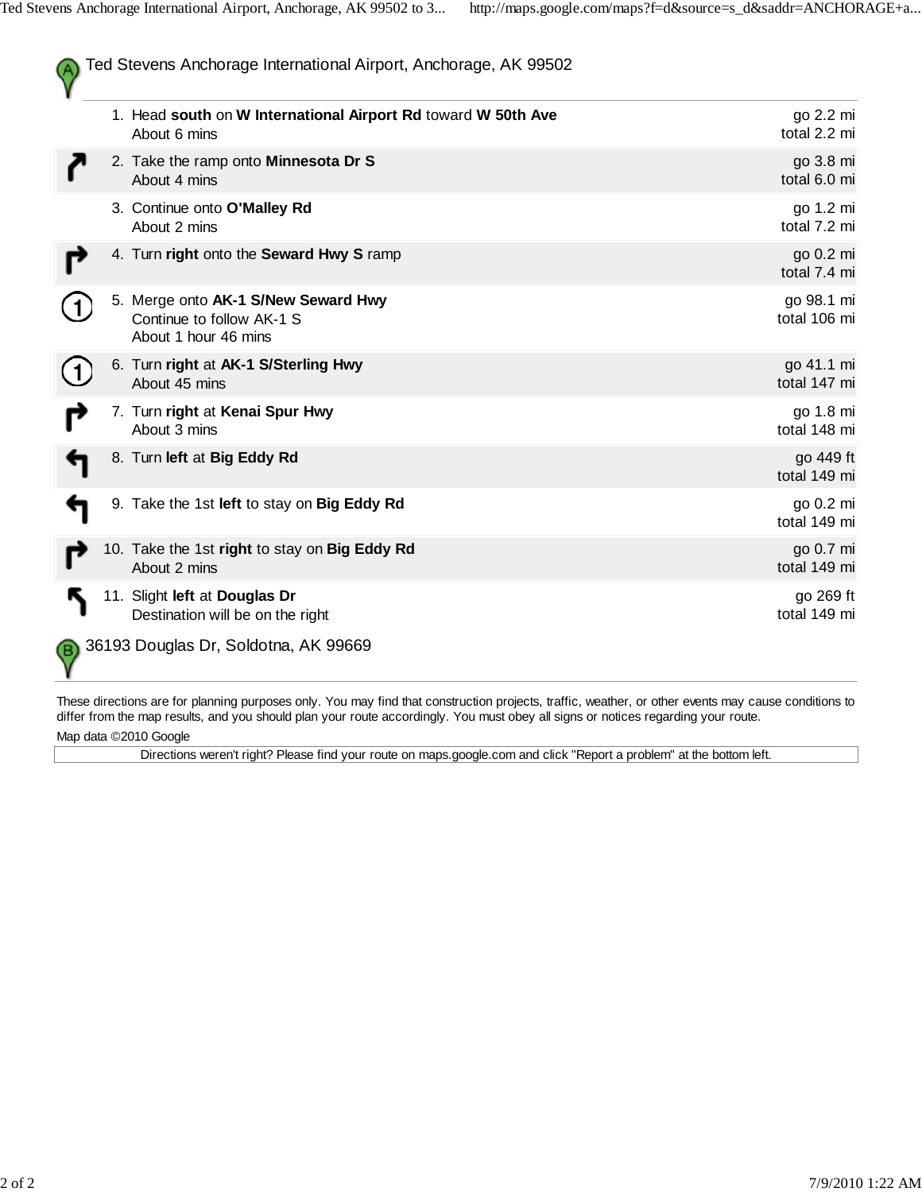Ted Stevens Anchorage International Airport, Anchorage, AK 99502

| | | |
|---|---|---|
| 1. | Head **south** on **W International Airport Rd** toward **W 50th Ave**<br>About 6 mins | go 2.2 mi<br>total 2.2 mi |
| 2. | Take the ramp onto **Minnesota Dr S**<br>About 4 mins | go 3.8 mi<br>total 6.0 mi |
| 3. | Continue onto **O'Malley Rd**<br>About 2 mins | go 1.2 mi<br>total 7.2 mi |
| 4. | Turn **right** onto the **Seward Hwy S** ramp | go 0.2 mi<br>total 7.4 mi |
| 5. | Merge onto **AK-1 S/New Seward Hwy**<br>Continue to follow AK-1 S<br>About 1 hour 46 mins | go 98.1 mi<br>total 106 mi |
| 6. | Turn **right** at **AK-1 S/Sterling Hwy**<br>About 45 mins | go 41.1 mi<br>total 147 mi |
| 7. | Turn **right** at **Kenai Spur Hwy**<br>About 3 mins | go 1.8 mi<br>total 148 mi |
| 8. | Turn **left** at **Big Eddy Rd** | go 449 ft<br>total 149 mi |
| 9. | Take the 1st **left** to stay on **Big Eddy Rd** | go 0.2 mi<br>total 149 mi |
| 10. | Take the 1st **right** to stay on **Big Eddy Rd**<br>About 2 mins | go 0.7 mi<br>total 149 mi |
| 11. | Slight **left** at **Douglas Dr**<br>Destination will be on the right | go 269 ft<br>total 149 mi |

36193 Douglas Dr, Soldotna, AK 99669

These directions are for planning purposes only. You may find that construction projects, traffic, weather, or other events may cause conditions to differ from the map results, and you should plan your route accordingly. You must obey all signs or notices regarding your route.

Map data ©2010 Google

Directions weren't right? Please find your route on maps.google.com and click "Report a problem" at the bottom left.